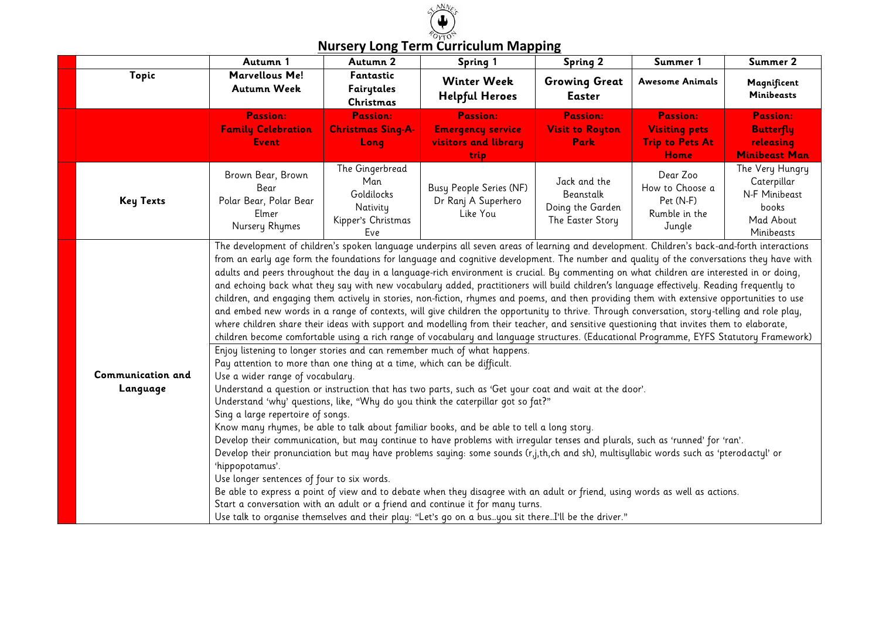# Nursery Long Term Curriculum Mapping

| | Autumn 1 | Autumn 2 | Spring 1 | Spring 2 | Summer 1 | Summer 2 |
|---|---|---|---|---|---|---|
| **Topic** | **Marvellous Me!**<br>**Autumn Week** | **Fantastic Fairytales**<br>**Christmas** | **Winter Week**<br>**Helpful Heroes** | **Growing Great**<br>**Easter** | **Awesome Animals** | **Magnificent Minibeasts** |
| | **Passion:**<br>**Family Celebration Event** | **Passion:**<br>**Christmas Sing-A-Long** | **Passion:**<br>**Emergency service visitors and library trip** | **Passion:**<br>**Visit to Royton Park** | **Passion:**<br>**Visiting pets**<br>**Trip to Pets At Home** | **Passion:**<br>**Butterfly releasing**<br>**Minibeast Man** |
| **Key Texts** | Brown Bear, Brown Bear<br>Polar Bear, Polar Bear<br>Elmer<br>Nursery Rhymes | The Gingerbread Man<br>Goldilocks<br>Nativity<br>Kipper's Christmas Eve | Busy People Series (NF)<br>Dr Ranj A Superhero Like You | Jack and the Beanstalk<br>Doing the Garden<br>The Easter Story | Dear Zoo<br>How to Choose a Pet (N-F)<br>Rumble in the Jungle | The Very Hungry Caterpillar<br>N-F Minibeast books<br>Mad About Minibeasts |
| **Communication and Language** | The development of children's spoken language underpins all seven areas of learning and development. Children's back-and-forth interactions from an early age form the foundations for language and cognitive development. The number and quality of the conversations they have with adults and peers throughout the day in a language-rich environment is crucial. By commenting on what children are interested in or doing, and echoing back what they say with new vocabulary added, practitioners will build children's language effectively. Reading frequently to children, and engaging them actively in stories, non-fiction, rhymes and poems, and then providing them with extensive opportunities to use and embed new words in a range of contexts, will give children the opportunity to thrive. Through conversation, story-telling and role play, where children share their ideas with support and modelling from their teacher, and sensitive questioning that invites them to elaborate, children become comfortable using a rich range of vocabulary and language structures. (Educational Programme, EYFS Statutory Framework)<br><br>Enjoy listening to longer stories and can remember much of what happens.<br>Pay attention to more than one thing at a time, which can be difficult.<br>Use a wider range of vocabulary.<br>Understand a question or instruction that has two parts, such as 'Get your coat and wait at the door'.<br>Understand 'why' questions, like, "Why do you think the caterpillar got so fat?"<br>Sing a large repertoire of songs.<br>Know many rhymes, be able to talk about familiar books, and be able to tell a long story.<br>Develop their communication, but may continue to have problems with irregular tenses and plurals, such as 'runned' for 'ran'.<br>Develop their pronunciation but may have problems saying: some sounds (r,j,th,ch and sh), multisyllabic words such as 'pterodactyl' or 'hippopotamus'.<br>Use longer sentences of four to six words.<br>Be able to express a point of view and to debate when they disagree with an adult or friend, using words as well as actions.<br>Start a conversation with an adult or a friend and continue it for many turns.<br>Use talk to organise themselves and their play: "Let's go on a bus…you sit there…I'll be the driver." | | | | | |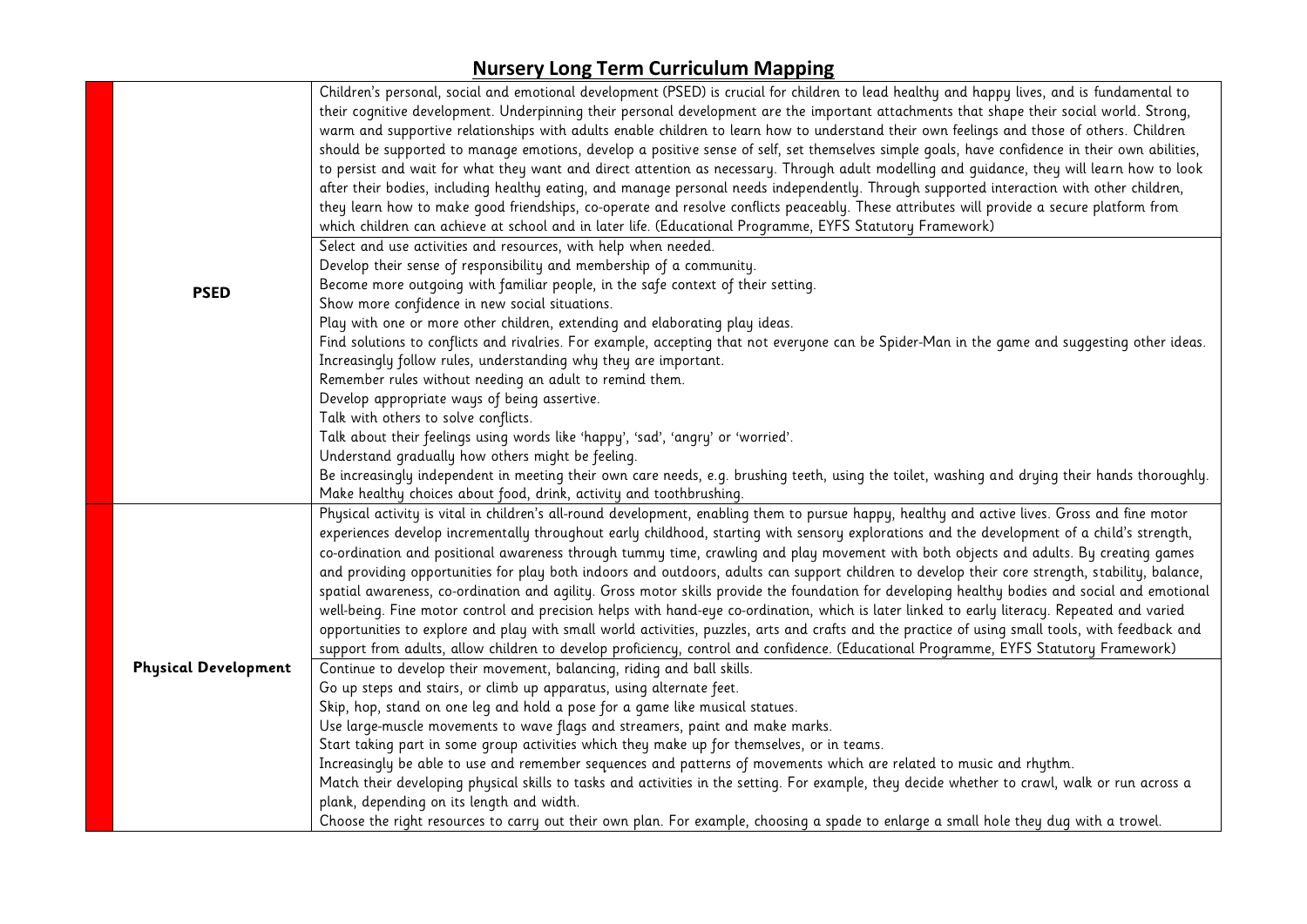# Nursery Long Term Curriculum Mapping

| | |
|---|---|
| **PSED** | Children's personal, social and emotional development (PSED) is crucial for children to lead healthy and happy lives, and is fundamental to their cognitive development. Underpinning their personal development are the important attachments that shape their social world. Strong, warm and supportive relationships with adults enable children to learn how to understand their own feelings and those of others. Children should be supported to manage emotions, develop a positive sense of self, set themselves simple goals, have confidence in their own abilities, to persist and wait for what they want and direct attention as necessary. Through adult modelling and guidance, they will learn how to look after their bodies, including healthy eating, and manage personal needs independently. Through supported interaction with other children, they learn how to make good friendships, co-operate and resolve conflicts peaceably. These attributes will provide a secure platform from which children can achieve at school and in later life. (Educational Programme, EYFS Statutory Framework) |
| | Select and use activities and resources, with help when needed.<br>Develop their sense of responsibility and membership of a community.<br>Become more outgoing with familiar people, in the safe context of their setting.<br>Show more confidence in new social situations.<br>Play with one or more other children, extending and elaborating play ideas.<br>Find solutions to conflicts and rivalries. For example, accepting that not everyone can be Spider-Man in the game and suggesting other ideas.<br>Increasingly follow rules, understanding why they are important.<br>Remember rules without needing an adult to remind them.<br>Develop appropriate ways of being assertive.<br>Talk with others to solve conflicts.<br>Talk about their feelings using words like 'happy', 'sad', 'angry' or 'worried'.<br>Understand gradually how others might be feeling.<br>Be increasingly independent in meeting their own care needs, e.g. brushing teeth, using the toilet, washing and drying their hands thoroughly.<br>Make healthy choices about food, drink, activity and toothbrushing. |
| **Physical Development** | Physical activity is vital in children's all-round development, enabling them to pursue happy, healthy and active lives. Gross and fine motor experiences develop incrementally throughout early childhood, starting with sensory explorations and the development of a child's strength, co-ordination and positional awareness through tummy time, crawling and play movement with both objects and adults. By creating games and providing opportunities for play both indoors and outdoors, adults can support children to develop their core strength, stability, balance, spatial awareness, co-ordination and agility. Gross motor skills provide the foundation for developing healthy bodies and social and emotional well-being. Fine motor control and precision helps with hand-eye co-ordination, which is later linked to early literacy. Repeated and varied opportunities to explore and play with small world activities, puzzles, arts and crafts and the practice of using small tools, with feedback and support from adults, allow children to develop proficiency, control and confidence. (Educational Programme, EYFS Statutory Framework) |
| | Continue to develop their movement, balancing, riding and ball skills.<br>Go up steps and stairs, or climb up apparatus, using alternate feet.<br>Skip, hop, stand on one leg and hold a pose for a game like musical statues.<br>Use large-muscle movements to wave flags and streamers, paint and make marks.<br>Start taking part in some group activities which they make up for themselves, or in teams.<br>Increasingly be able to use and remember sequences and patterns of movements which are related to music and rhythm.<br>Match their developing physical skills to tasks and activities in the setting. For example, they decide whether to crawl, walk or run across a plank, depending on its length and width.<br>Choose the right resources to carry out their own plan. For example, choosing a spade to enlarge a small hole they dug with a trowel. |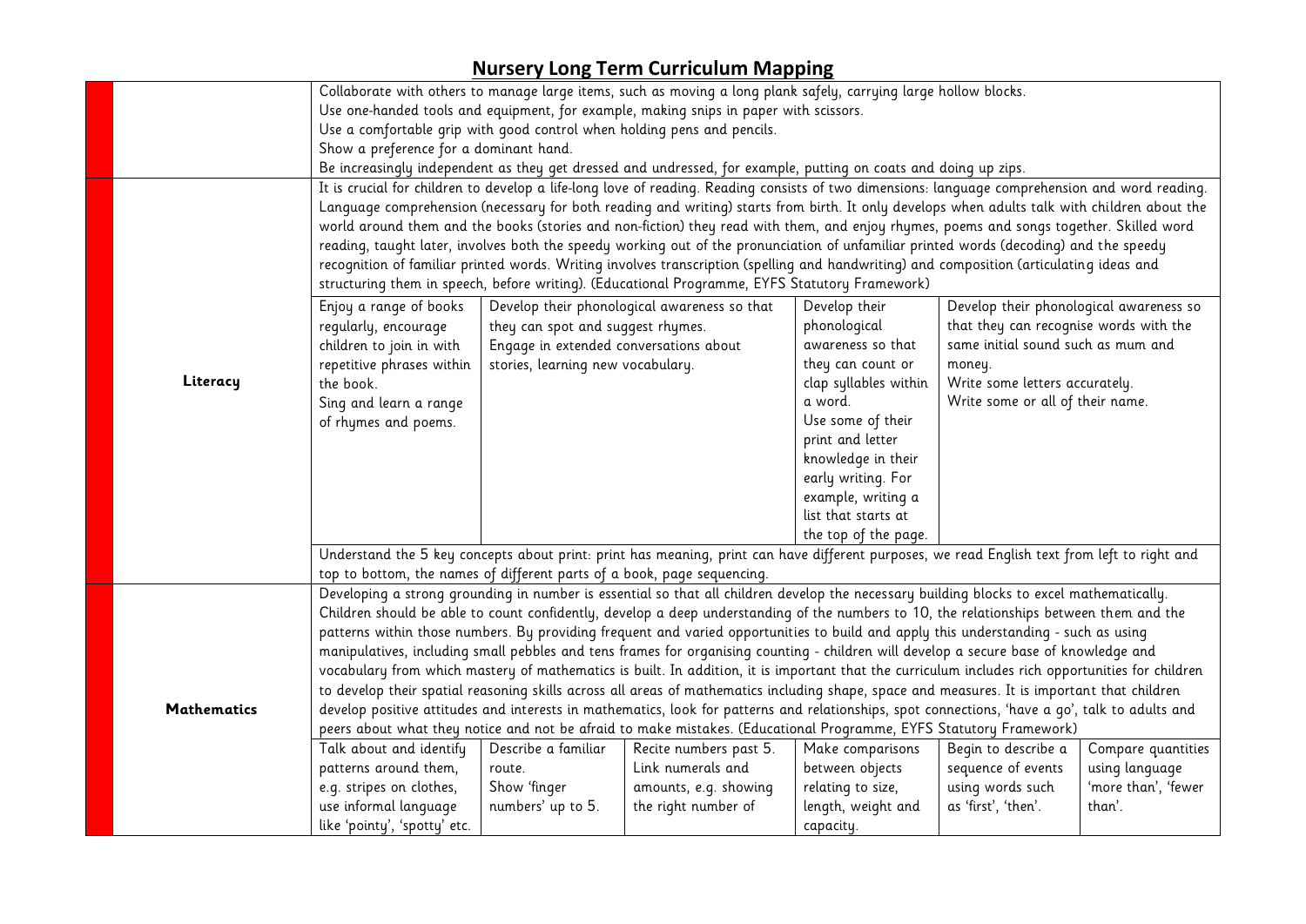# Nursery Long Term Curriculum Mapping

| | | | | | | |
|---|---|---|---|---|---|---|
| | Collaborate with others to manage large items, such as moving a long plank safely, carrying large hollow blocks.<br>Use one-handed tools and equipment, for example, making snips in paper with scissors.<br>Use a comfortable grip with good control when holding pens and pencils.<br>Show a preference for a dominant hand.<br>Be increasingly independent as they get dressed and undressed, for example, putting on coats and doing up zips. | | | | | |
| **Literacy** | It is crucial for children to develop a life-long love of reading. Reading consists of two dimensions: language comprehension and word reading. Language comprehension (necessary for both reading and writing) starts from birth. It only develops when adults talk with children about the world around them and the books (stories and non-fiction) they read with them, and enjoy rhymes, poems and songs together. Skilled word reading, taught later, involves both the speedy working out of the pronunciation of unfamiliar printed words (decoding) and the speedy recognition of familiar printed words. Writing involves transcription (spelling and handwriting) and composition (articulating ideas and structuring them in speech, before writing). (Educational Programme, EYFS Statutory Framework) | | | | | |
| | Enjoy a range of books regularly, encourage children to join in with repetitive phrases within the book.<br>Sing and learn a range of rhymes and poems. | Develop their phonological awareness so that they can spot and suggest rhymes.<br>Engage in extended conversations about stories, learning new vocabulary. | | Develop their phonological awareness so that they can count or clap syllables within a word.<br>Use some of their print and letter knowledge in their early writing. For example, writing a list that starts at the top of the page. | Develop their phonological awareness so that they can recognise words with the same initial sound such as mum and money.<br>Write some letters accurately.<br>Write some or all of their name. | |
| | Understand the 5 key concepts about print: print has meaning, print can have different purposes, we read English text from left to right and top to bottom, the names of different parts of a book, page sequencing. | | | | | |
| **Mathematics** | Developing a strong grounding in number is essential so that all children develop the necessary building blocks to excel mathematically. Children should be able to count confidently, develop a deep understanding of the numbers to 10, the relationships between them and the patterns within those numbers. By providing frequent and varied opportunities to build and apply this understanding - such as using manipulatives, including small pebbles and tens frames for organising counting - children will develop a secure base of knowledge and vocabulary from which mastery of mathematics is built. In addition, it is important that the curriculum includes rich opportunities for children to develop their spatial reasoning skills across all areas of mathematics including shape, space and measures. It is important that children develop positive attitudes and interests in mathematics, look for patterns and relationships, spot connections, 'have a go', talk to adults and peers about what they notice and not be afraid to make mistakes. (Educational Programme, EYFS Statutory Framework) | | | | | |
| | Talk about and identify patterns around them, e.g. stripes on clothes, use informal language like 'pointy', 'spotty' etc. | Describe a familiar route.<br>Show 'finger numbers' up to 5. | Recite numbers past 5.<br>Link numerals and amounts, e.g. showing the right number of | Make comparisons between objects relating to size, length, weight and capacity. | Begin to describe a sequence of events using words such as 'first', 'then'. | Compare quantities using language 'more than', 'fewer than'. |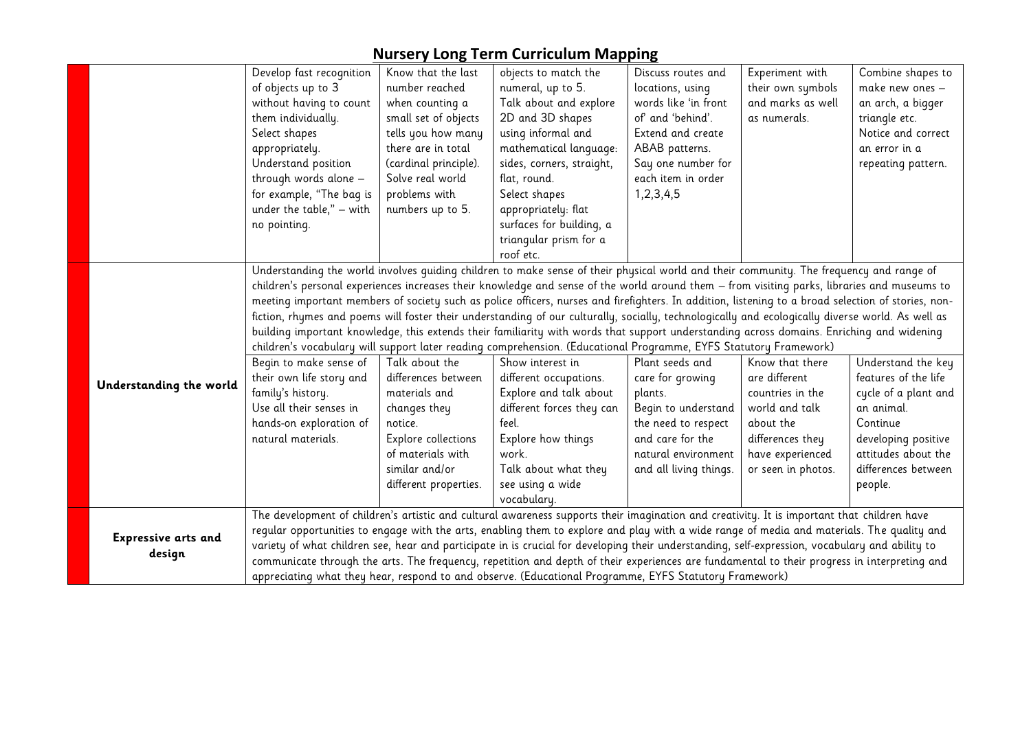# Nursery Long Term Curriculum Mapping

| | | | | | | |
|---|---|---|---|---|---|---|
| | Develop fast recognition of objects up to 3 without having to count them individually.<br>Select shapes appropriately.<br>Understand position through words alone – for example, "The bag is under the table," – with no pointing. | Know that the last number reached when counting a small set of objects tells you how many there are in total (cardinal principle).<br>Solve real world problems with numbers up to 5. | objects to match the numeral, up to 5.<br>Talk about and explore 2D and 3D shapes using informal and mathematical language: sides, corners, straight, flat, round.<br>Select shapes appropriately: flat surfaces for building, a triangular prism for a roof etc. | Discuss routes and locations, using words like 'in front of' and 'behind'.<br>Extend and create ABAB patterns.<br>Say one number for each item in order 1,2,3,4,5 | Experiment with their own symbols and marks as well as numerals. | Combine shapes to make new ones – an arch, a bigger triangle etc.<br>Notice and correct an error in a repeating pattern. |
| **Understanding the world** | Understanding the world involves guiding children to make sense of their physical world and their community. The frequency and range of children's personal experiences increases their knowledge and sense of the world around them – from visiting parks, libraries and museums to meeting important members of society such as police officers, nurses and firefighters. In addition, listening to a broad selection of stories, non-fiction, rhymes and poems will foster their understanding of our culturally, socially, technologically and ecologically diverse world. As well as building important knowledge, this extends their familiarity with words that support understanding across domains. Enriching and widening children's vocabulary will support later reading comprehension. (Educational Programme, EYFS Statutory Framework) | | | | | |
| | Begin to make sense of their own life story and family's history.<br>Use all their senses in hands-on exploration of natural materials. | Talk about the differences between materials and changes they notice.<br>Explore collections of materials with similar and/or different properties. | Show interest in different occupations.<br>Explore and talk about different forces they can feel.<br>Explore how things work.<br>Talk about what they see using a wide vocabulary. | Plant seeds and care for growing plants.<br>Begin to understand the need to respect and care for the natural environment and all living things. | Know that there are different countries in the world and talk about the differences they have experienced or seen in photos. | Understand the key features of the life cycle of a plant and an animal.<br>Continue developing positive attitudes about the differences between people. |
| **Expressive arts and design** | The development of children's artistic and cultural awareness supports their imagination and creativity. It is important that children have regular opportunities to engage with the arts, enabling them to explore and play with a wide range of media and materials. The quality and variety of what children see, hear and participate in is crucial for developing their understanding, self-expression, vocabulary and ability to communicate through the arts. The frequency, repetition and depth of their experiences are fundamental to their progress in interpreting and appreciating what they hear, respond to and observe. (Educational Programme, EYFS Statutory Framework) | | | | | |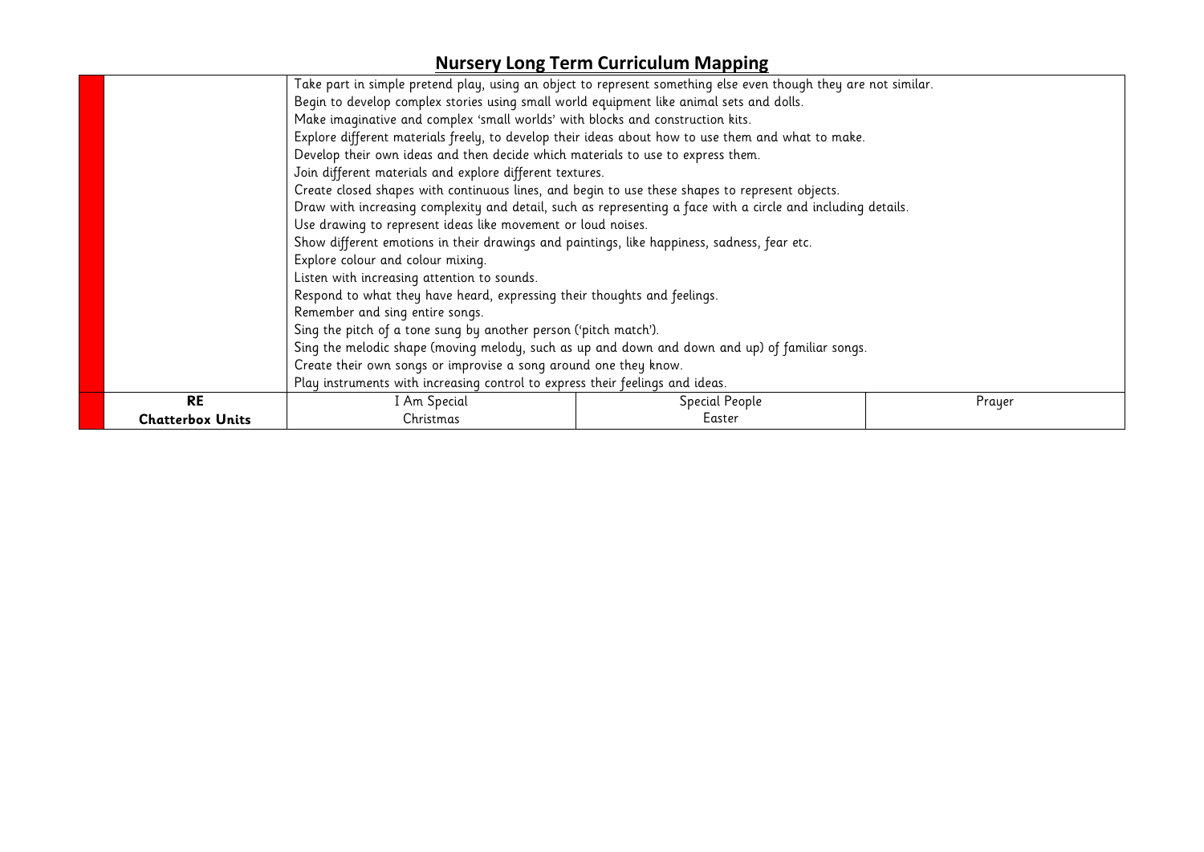# Nursery Long Term Curriculum Mapping

| | | | | |
|---|---|---|---|---|
| | | Take part in simple pretend play, using an object to represent something else even though they are not similar.<br>Begin to develop complex stories using small world equipment like animal sets and dolls.<br>Make imaginative and complex 'small worlds' with blocks and construction kits.<br>Explore different materials freely, to develop their ideas about how to use them and what to make.<br>Develop their own ideas and then decide which materials to use to express them.<br>Join different materials and explore different textures.<br>Create closed shapes with continuous lines, and begin to use these shapes to represent objects.<br>Draw with increasing complexity and detail, such as representing a face with a circle and including details.<br>Use drawing to represent ideas like movement or loud noises.<br>Show different emotions in their drawings and paintings, like happiness, sadness, fear etc.<br>Explore colour and colour mixing.<br>Listen with increasing attention to sounds.<br>Respond to what they have heard, expressing their thoughts and feelings.<br>Remember and sing entire songs.<br>Sing the pitch of a tone sung by another person ('pitch match').<br>Sing the melodic shape (moving melody, such as up and down and down and up) of familiar songs.<br>Create their own songs or improvise a song around one they know.<br>Play instruments with increasing control to express their feelings and ideas. | | |
| | **RE**<br>**Chatterbox Units** | I Am Special<br>Christmas | Special People<br>Easter | Prayer |